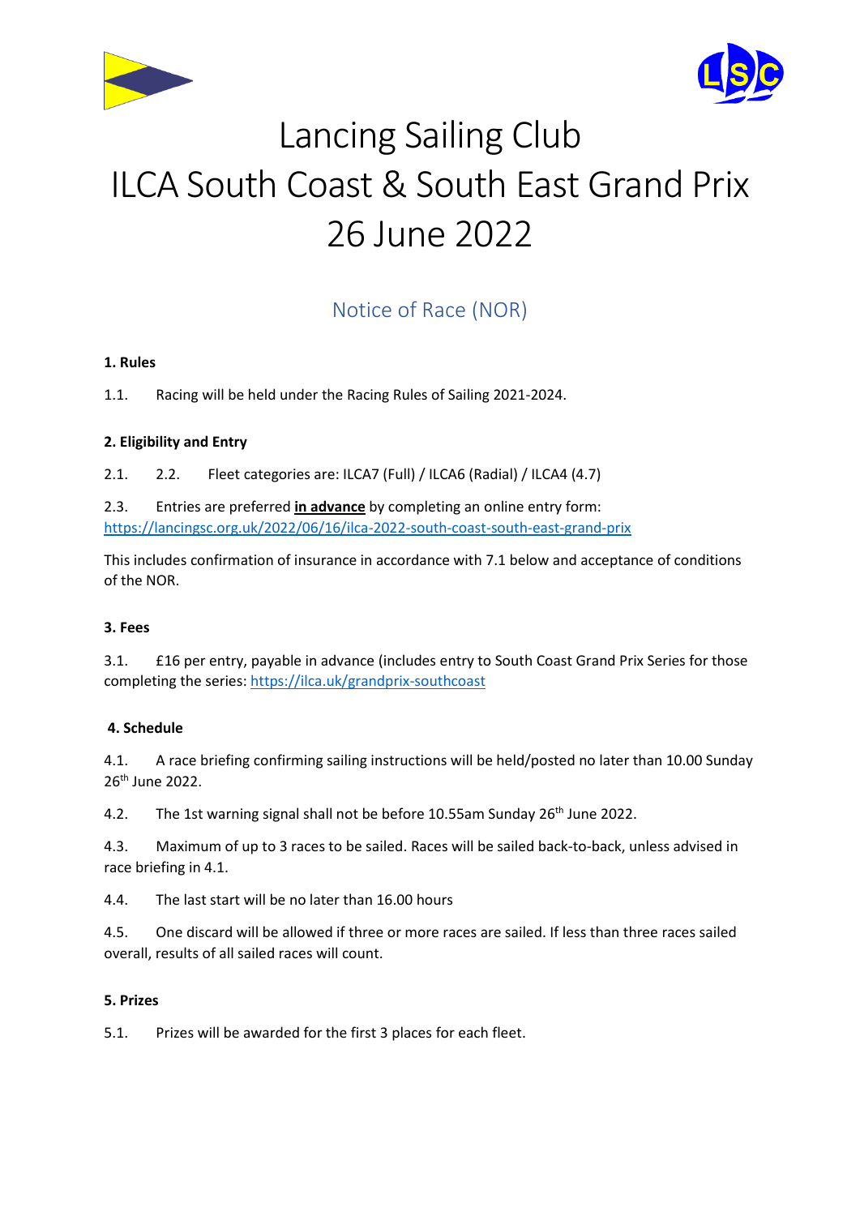# Lancing Sailing Club
# ILCA South Coast & South East Grand Prix
# 26 June 2022

## Notice of Race (NOR)

**1. Rules**

1.1. Racing will be held under the Racing Rules of Sailing 2021-2024.

**2. Eligibility and Entry**

2.1. 2.2. Fleet categories are: ILCA7 (Full) / ILCA6 (Radial) / ILCA4 (4.7)

2.3. Entries are preferred **<u>in advance</u>** by completing an online entry form: https://lancingsc.org.uk/2022/06/16/ilca-2022-south-coast-south-east-grand-prix

This includes confirmation of insurance in accordance with 7.1 below and acceptance of conditions of the NOR.

**3. Fees**

3.1. £16 per entry, payable in advance (includes entry to South Coast Grand Prix Series for those completing the series: https://ilca.uk/grandprix-southcoast

**4. Schedule**

4.1. A race briefing confirming sailing instructions will be held/posted no later than 10.00 Sunday 26th June 2022.

4.2. The 1st warning signal shall not be before 10.55am Sunday 26th June 2022.

4.3. Maximum of up to 3 races to be sailed. Races will be sailed back-to-back, unless advised in race briefing in 4.1.

4.4. The last start will be no later than 16.00 hours

4.5. One discard will be allowed if three or more races are sailed. If less than three races sailed overall, results of all sailed races will count.

**5. Prizes**

5.1. Prizes will be awarded for the first 3 places for each fleet.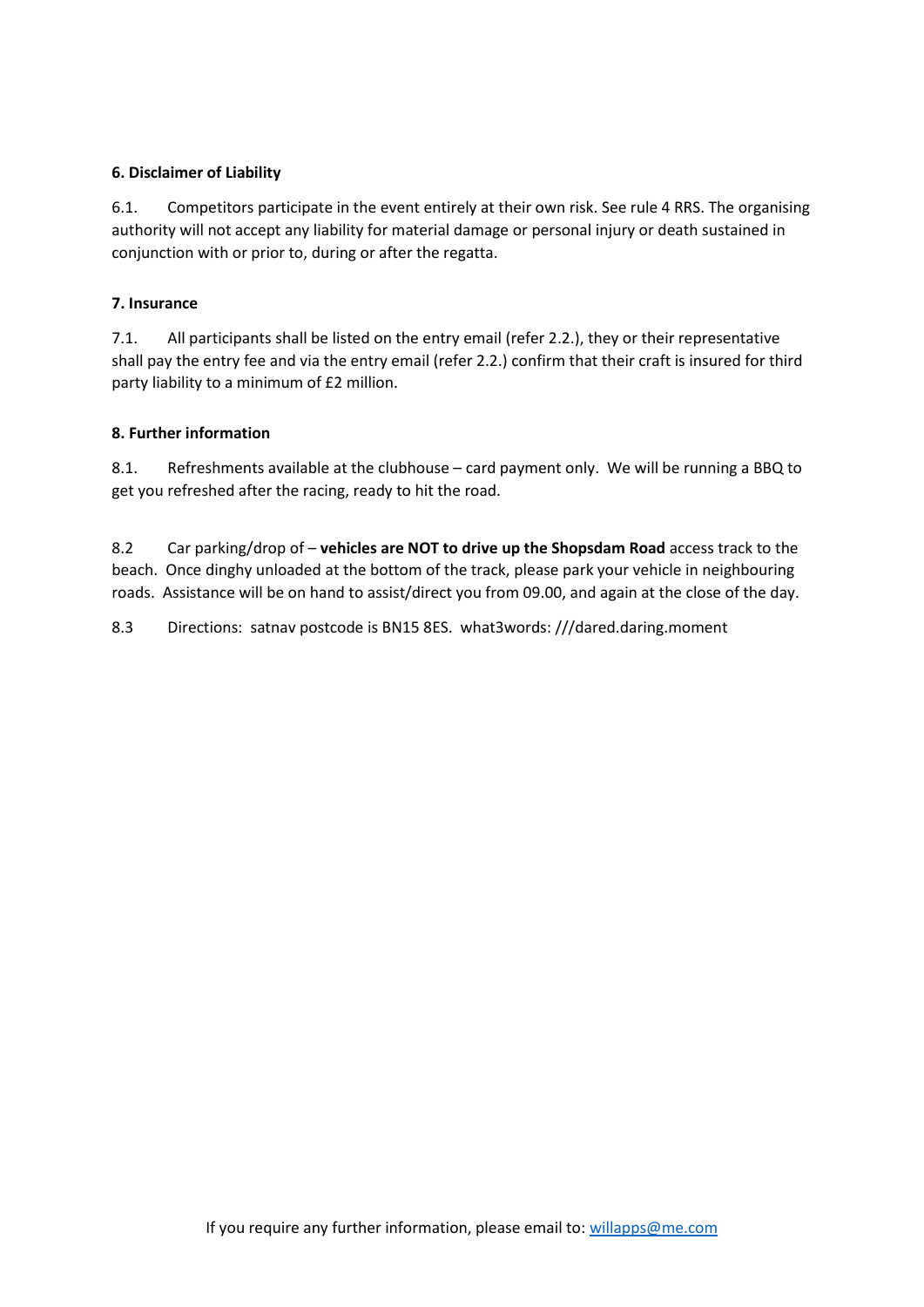#### 6. Disclaimer of Liability

6.1. Competitors participate in the event entirely at their own risk. See rule 4 RRS. The organising authority will not accept any liability for material damage or personal injury or death sustained in conjunction with or prior to, during or after the regatta.

#### 7. Insurance

7.1. All participants shall be listed on the entry email (refer 2.2.), they or their representative shall pay the entry fee and via the entry email (refer 2.2.) confirm that their craft is insured for third party liability to a minimum of £2 million.

#### 8. Further information

8.1. Refreshments available at the clubhouse – card payment only. We will be running a BBQ to get you refreshed after the racing, ready to hit the road.

8.2 Car parking/drop of – **vehicles are NOT to drive up the Shopsdam Road** access track to the beach. Once dinghy unloaded at the bottom of the track, please park your vehicle in neighbouring roads. Assistance will be on hand to assist/direct you from 09.00, and again at the close of the day.

8.3 Directions: satnav postcode is BN15 8ES. what3words: ///dared.daring.moment

If you require any further information, please email to: [willapps@me.com](mailto:willapps@me.com)